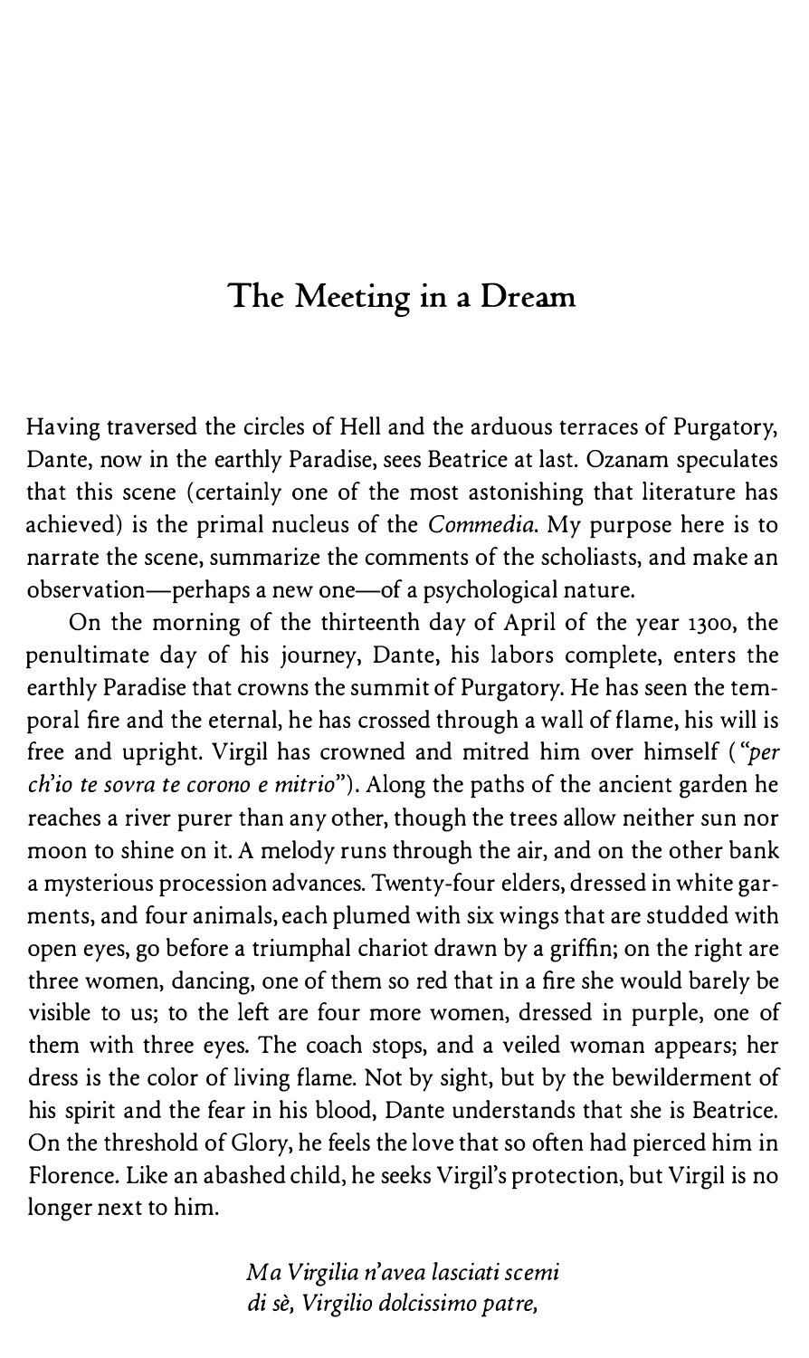# The Meeting in a Dream

Having traversed the circles of Hell and the arduous terraces of Purgatory, Dante, now in the earthly Paradise, sees Beatrice at last. Ozanam speculates that this scene (certainly one of the most astonishing that literature has achieved) is the primal nucleus of the *Commedia*. My purpose here is to narrate the scene, summarize the comments of the scholiasts, and make an observation—perhaps a new one—of a psychological nature.

On the morning of the thirteenth day of April of the year 1300, the penultimate day of his journey, Dante, his labors complete, enters the earthly Paradise that crowns the summit of Purgatory. He has seen the temporal fire and the eternal, he has crossed through a wall of flame, his will is free and upright. Virgil has crowned and mitred him over himself (*"per ch'io te sovra te corono e mitrio"*). Along the paths of the ancient garden he reaches a river purer than any other, though the trees allow neither sun nor moon to shine on it. A melody runs through the air, and on the other bank a mysterious procession advances. Twenty-four elders, dressed in white garments, and four animals, each plumed with six wings that are studded with open eyes, go before a triumphal chariot drawn by a griffin; on the right are three women, dancing, one of them so red that in a fire she would barely be visible to us; to the left are four more women, dressed in purple, one of them with three eyes. The coach stops, and a veiled woman appears; her dress is the color of living flame. Not by sight, but by the bewilderment of his spirit and the fear in his blood, Dante understands that she is Beatrice. On the threshold of Glory, he feels the love that so often had pierced him in Florence. Like an abashed child, he seeks Virgil's protection, but Virgil is no longer next to him.

> *Ma Virgilio n'avea lasciati scemi*
> *di sè, Virgilio dolcissimo patre,*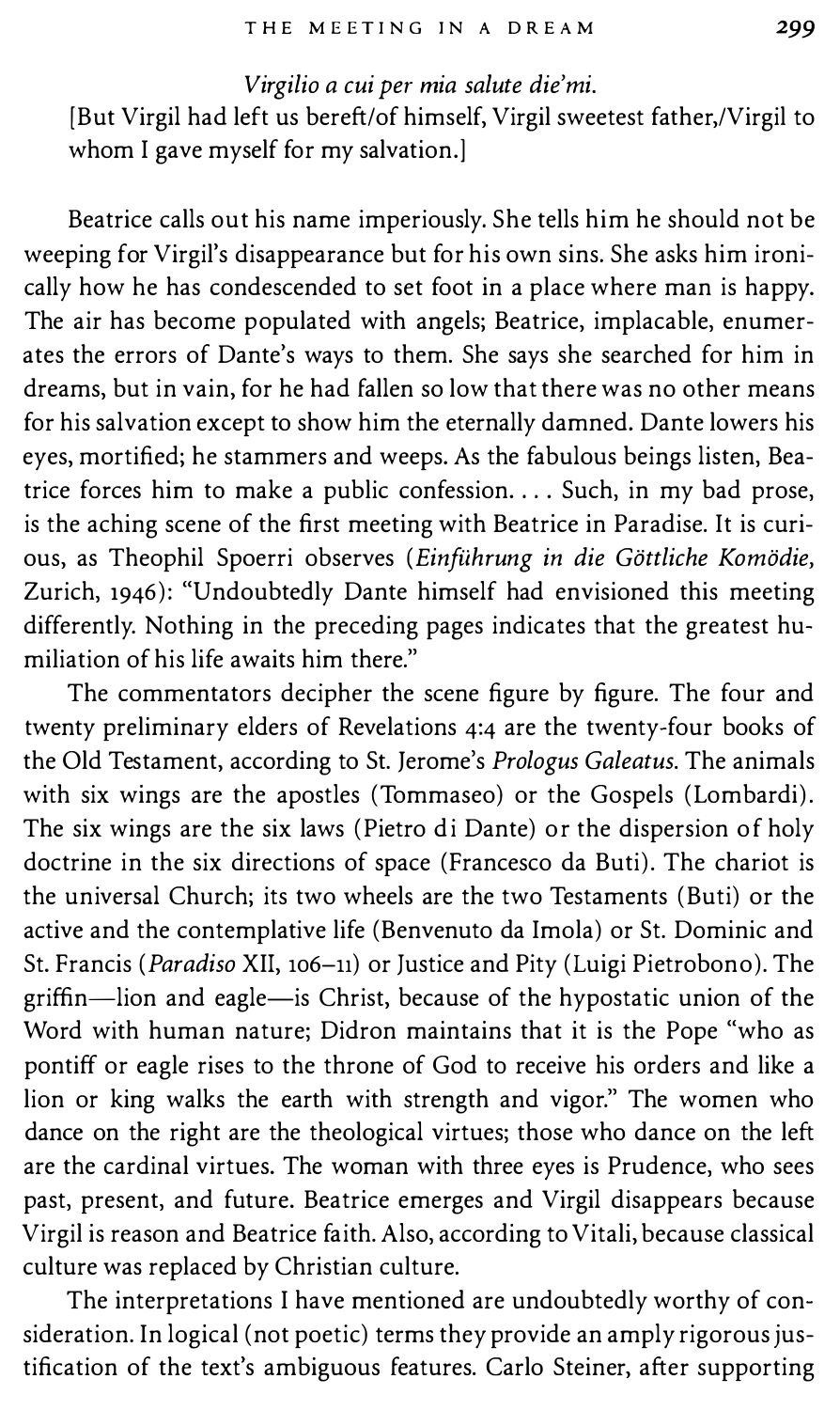*Virgilio a cui per mia salute die'mi.*

[But Virgil had left us bereft/of himself, Virgil sweetest father,/Virgil to whom I gave myself for my salvation.]

Beatrice calls out his name imperiously. She tells him he should not be weeping for Virgil's disappearance but for his own sins. She asks him ironically how he has condescended to set foot in a place where man is happy. The air has become populated with angels; Beatrice, implacable, enumerates the errors of Dante's ways to them. She says she searched for him in dreams, but in vain, for he had fallen so low that there was no other means for his salvation except to show him the eternally damned. Dante lowers his eyes, mortified; he stammers and weeps. As the fabulous beings listen, Beatrice forces him to make a public confession. . . . Such, in my bad prose, is the aching scene of the first meeting with Beatrice in Paradise. It is curious, as Theophil Spoerri observes (*Einführung in die Göttliche Komödie*, Zurich, 1946): "Undoubtedly Dante himself had envisioned this meeting differently. Nothing in the preceding pages indicates that the greatest humiliation of his life awaits him there."

The commentators decipher the scene figure by figure. The four and twenty preliminary elders of Revelations 4:4 are the twenty-four books of the Old Testament, according to St. Jerome's *Prologus Galeatus*. The animals with six wings are the apostles (Tommaseo) or the Gospels (Lombardi). The six wings are the six laws (Pietro di Dante) or the dispersion of holy doctrine in the six directions of space (Francesco da Buti). The chariot is the universal Church; its two wheels are the two Testaments (Buti) or the active and the contemplative life (Benvenuto da Imola) or St. Dominic and St. Francis (*Paradiso* XII, 106–11) or Justice and Pity (Luigi Pietrobono). The griffin—lion and eagle—is Christ, because of the hypostatic union of the Word with human nature; Didron maintains that it is the Pope "who as pontiff or eagle rises to the throne of God to receive his orders and like a lion or king walks the earth with strength and vigor." The women who dance on the right are the theological virtues; those who dance on the left are the cardinal virtues. The woman with three eyes is Prudence, who sees past, present, and future. Beatrice emerges and Virgil disappears because Virgil is reason and Beatrice faith. Also, according to Vitali, because classical culture was replaced by Christian culture.

The interpretations I have mentioned are undoubtedly worthy of consideration. In logical (not poetic) terms they provide an amply rigorous justification of the text's ambiguous features. Carlo Steiner, after supporting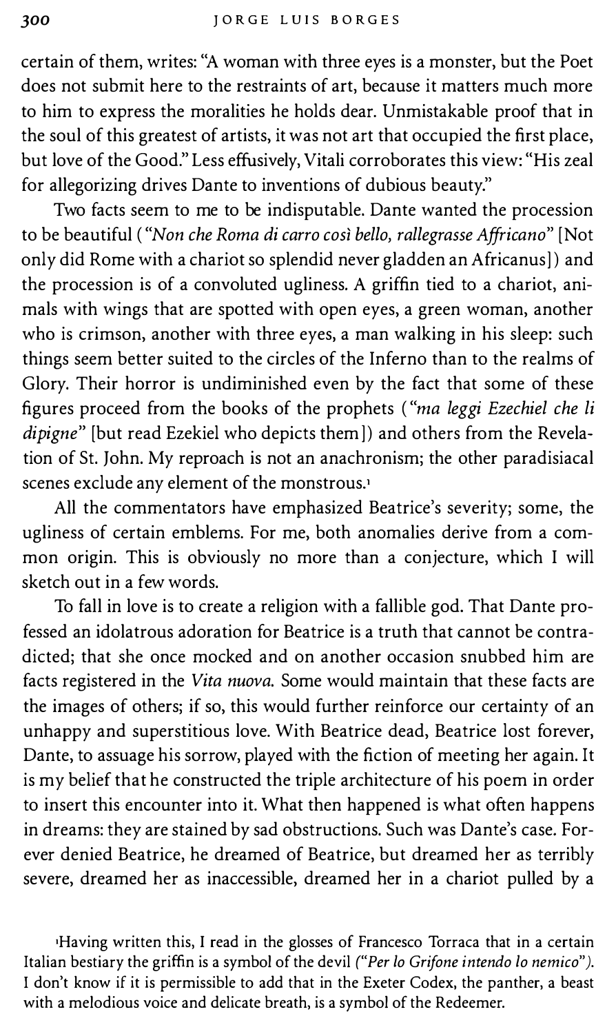certain of them, writes: "A woman with three eyes is a monster, but the Poet does not submit here to the restraints of art, because it matters much more to him to express the moralities he holds dear. Unmistakable proof that in the soul of this greatest of artists, it was not art that occupied the first place, but love of the Good." Less effusively, Vitali corroborates this view: "His zeal for allegorizing drives Dante to inventions of dubious beauty."

Two facts seem to me to be indisputable. Dante wanted the procession to be beautiful (*"Non che Roma di carro così bello, rallegrasse Affricano"* [Not only did Rome with a chariot so splendid never gladden an Africanus]) and the procession is of a convoluted ugliness. A griffin tied to a chariot, animals with wings that are spotted with open eyes, a green woman, another who is crimson, another with three eyes, a man walking in his sleep: such things seem better suited to the circles of the Inferno than to the realms of Glory. Their horror is undiminished even by the fact that some of these figures proceed from the books of the prophets (*"ma leggi Ezechiel che li dipigne"* [but read Ezekiel who depicts them]) and others from the Revelation of St. John. My reproach is not an anachronism; the other paradisiacal scenes exclude any element of the monstrous.[1]

All the commentators have emphasized Beatrice's severity; some, the ugliness of certain emblems. For me, both anomalies derive from a common origin. This is obviously no more than a conjecture, which I will sketch out in a few words.

To fall in love is to create a religion with a fallible god. That Dante professed an idolatrous adoration for Beatrice is a truth that cannot be contradicted; that she once mocked and on another occasion snubbed him are facts registered in the *Vita nuova*. Some would maintain that these facts are the images of others; if so, this would further reinforce our certainty of an unhappy and superstitious love. With Beatrice dead, Beatrice lost forever, Dante, to assuage his sorrow, played with the fiction of meeting her again. It is my belief that he constructed the triple architecture of his poem in order to insert this encounter into it. What then happened is what often happens in dreams: they are stained by sad obstructions. Such was Dante's case. Forever denied Beatrice, he dreamed of Beatrice, but dreamed her as terribly severe, dreamed her as inaccessible, dreamed her in a chariot pulled by a

[1]Having written this, I read in the glosses of Francesco Torraca that in a certain Italian bestiary the griffin is a symbol of the devil (*"Per lo Grifone intendo lo nemico"*). I don't know if it is permissible to add that in the Exeter Codex, the panther, a beast with a melodious voice and delicate breath, is a symbol of the Redeemer.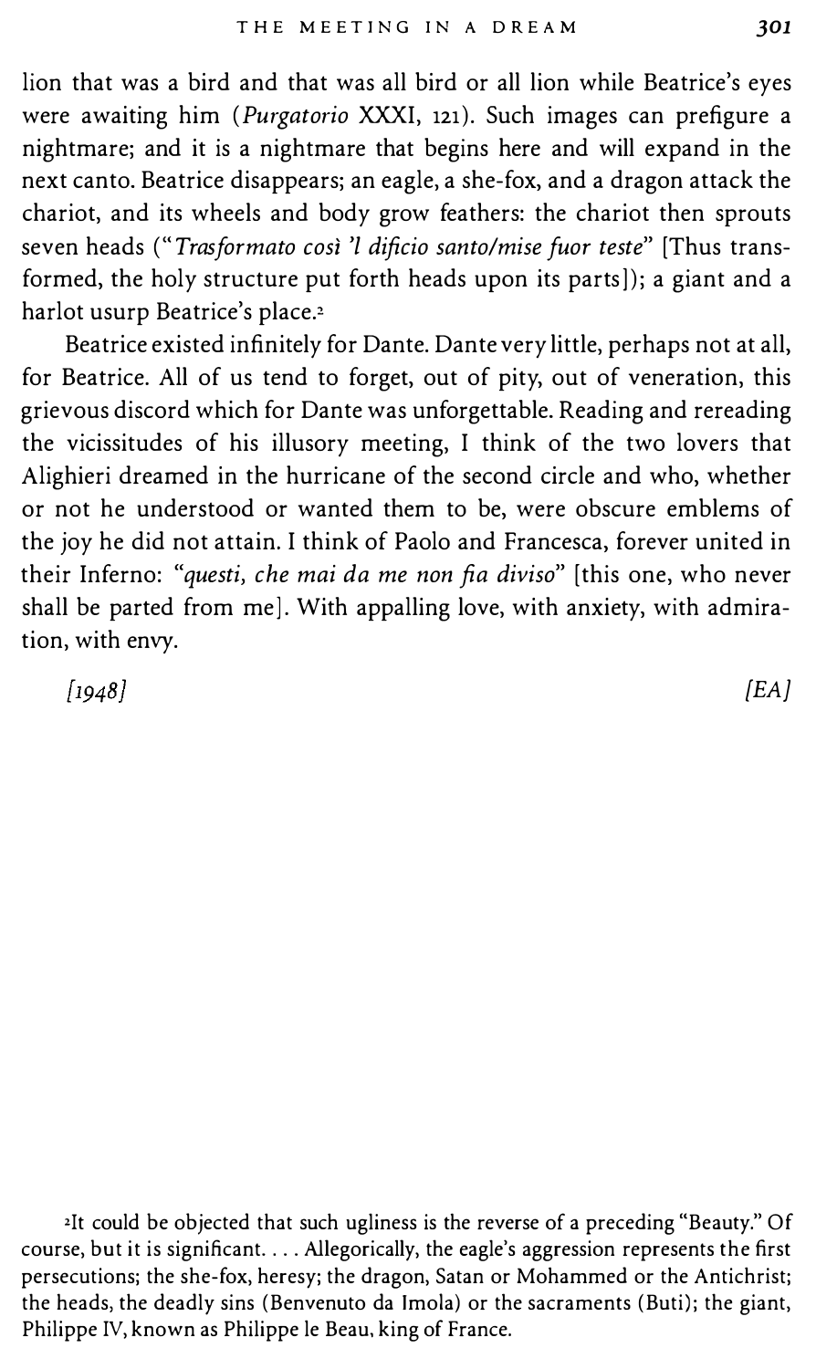lion that was a bird and that was all bird or all lion while Beatrice's eyes were awaiting him (*Purgatorio* XXXI, 121). Such images can prefigure a nightmare; and it is a nightmare that begins here and will expand in the next canto. Beatrice disappears; an eagle, a she-fox, and a dragon attack the chariot, and its wheels and body grow feathers: the chariot then sprouts seven heads ("*Trasformato così 'l dificio santo/mise fuor teste*" [Thus transformed, the holy structure put forth heads upon its parts]); a giant and a harlot usurp Beatrice's place.[2]

Beatrice existed infinitely for Dante. Dante very little, perhaps not at all, for Beatrice. All of us tend to forget, out of pity, out of veneration, this grievous discord which for Dante was unforgettable. Reading and rereading the vicissitudes of his illusory meeting, I think of the two lovers that Alighieri dreamed in the hurricane of the second circle and who, whether or not he understood or wanted them to be, were obscure emblems of the joy he did not attain. I think of Paolo and Francesca, forever united in their Inferno: "*questi, che mai da me non fia diviso*" [this one, who never shall be parted from me]. With appalling love, with anxiety, with admiration, with envy.

*[1948]* *[EA]*

[2] It could be objected that such ugliness is the reverse of a preceding "Beauty." Of course, but it is significant. . . . Allegorically, the eagle's aggression represents the first persecutions; the she-fox, heresy; the dragon, Satan or Mohammed or the Antichrist; the heads, the deadly sins (Benvenuto da Imola) or the sacraments (Buti); the giant, Philippe IV, known as Philippe le Beau, king of France.